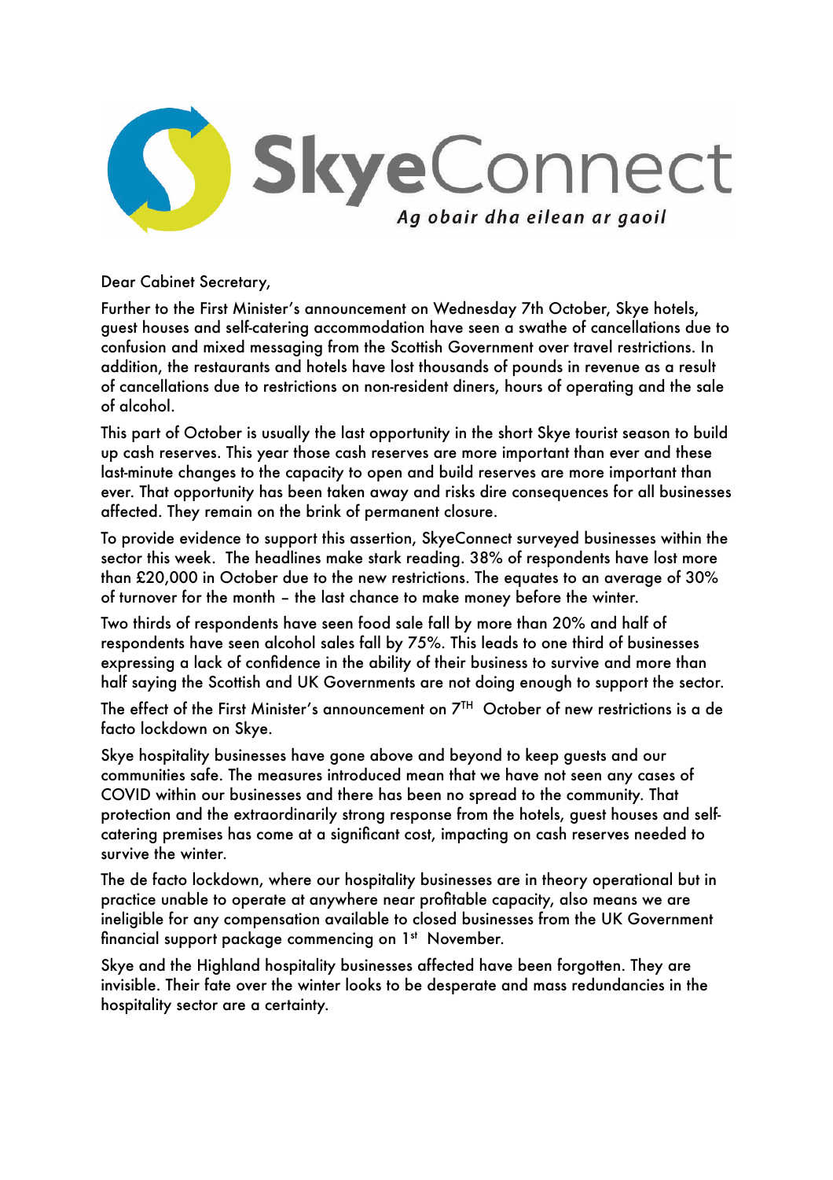**SkyeConnect**

*Ag obair dha eilean ar gaoil*

Dear Cabinet Secretary,

Further to the First Minister's announcement on Wednesday 7th October, Skye hotels, guest houses and self-catering accommodation have seen a swathe of cancellations due to confusion and mixed messaging from the Scottish Government over travel restrictions. In addition, the restaurants and hotels have lost thousands of pounds in revenue as a result of cancellations due to restrictions on non-resident diners, hours of operating and the sale of alcohol.

This part of October is usually the last opportunity in the short Skye tourist season to build up cash reserves. This year those cash reserves are more important than ever and these last-minute changes to the capacity to open and build reserves are more important than ever. That opportunity has been taken away and risks dire consequences for all businesses affected. They remain on the brink of permanent closure.

To provide evidence to support this assertion, SkyeConnect surveyed businesses within the sector this week. The headlines make stark reading. 38% of respondents have lost more than £20,000 in October due to the new restrictions. The equates to an average of 30% of turnover for the month – the last chance to make money before the winter.

Two thirds of respondents have seen food sale fall by more than 20% and half of respondents have seen alcohol sales fall by 75%. This leads to one third of businesses expressing a lack of confidence in the ability of their business to survive and more than half saying the Scottish and UK Governments are not doing enough to support the sector.

The effect of the First Minister's announcement on 7TH October of new restrictions is a de facto lockdown on Skye.

Skye hospitality businesses have gone above and beyond to keep guests and our communities safe. The measures introduced mean that we have not seen any cases of COVID within our businesses and there has been no spread to the community. That protection and the extraordinarily strong response from the hotels, guest houses and self-catering premises has come at a significant cost, impacting on cash reserves needed to survive the winter.

The de facto lockdown, where our hospitality businesses are in theory operational but in practice unable to operate at anywhere near profitable capacity, also means we are ineligible for any compensation available to closed businesses from the UK Government financial support package commencing on 1st November.

Skye and the Highland hospitality businesses affected have been forgotten. They are invisible. Their fate over the winter looks to be desperate and mass redundancies in the hospitality sector are a certainty.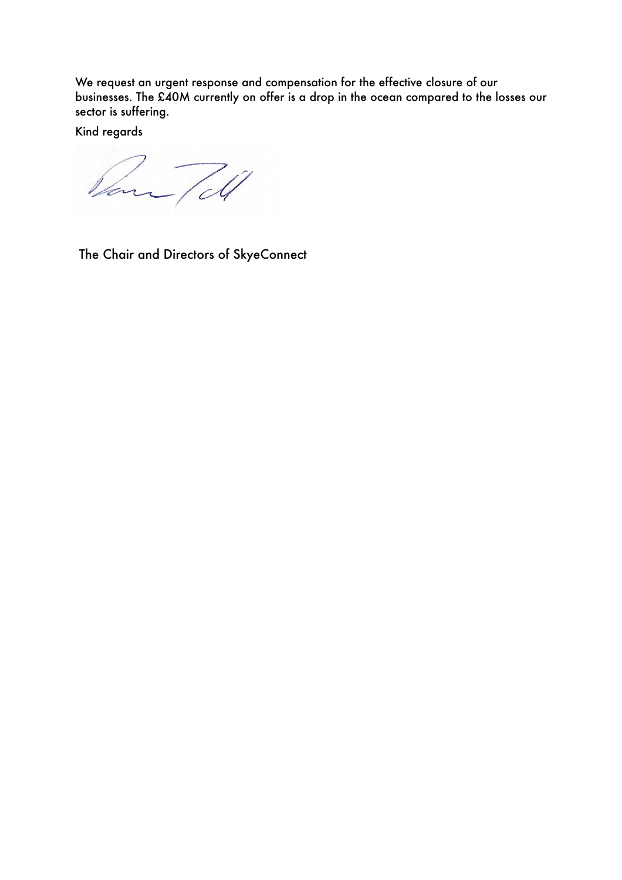We request an urgent response and compensation for the effective closure of our businesses. The £40M currently on offer is a drop in the ocean compared to the losses our sector is suffering.

Kind regards

The Chair and Directors of SkyeConnect